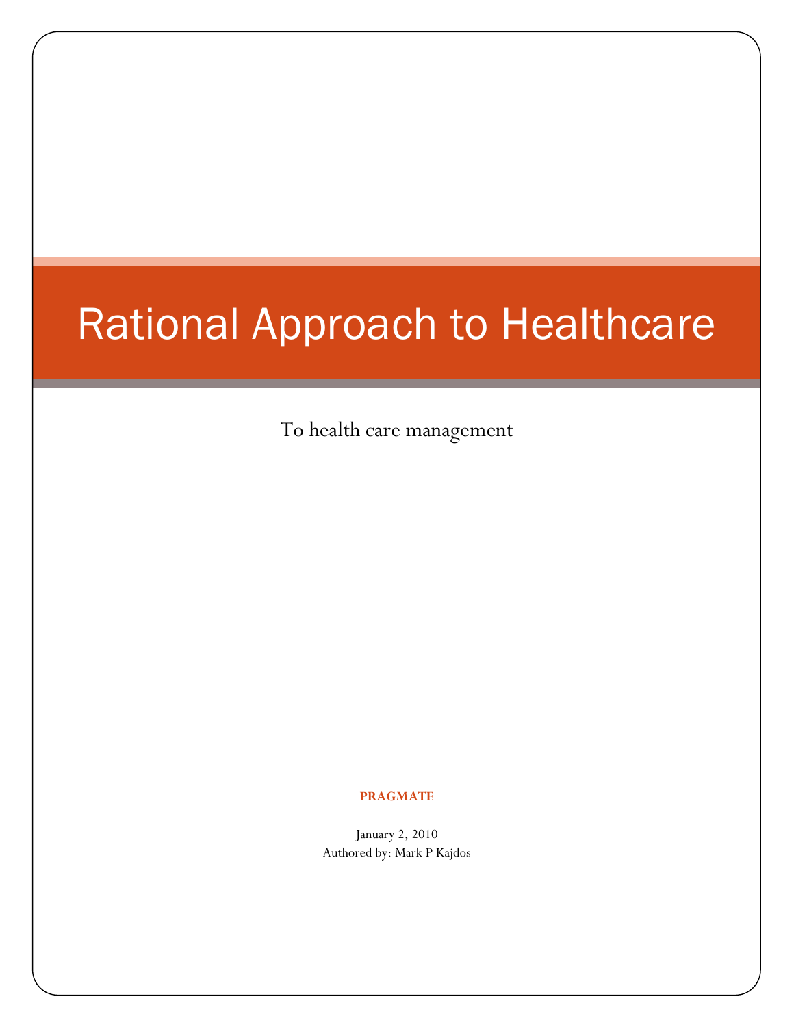# Rational Approach to Healthcare

To health care management

**PRAGMATE**

January 2, 2010

Authored by: Mark P Kajdos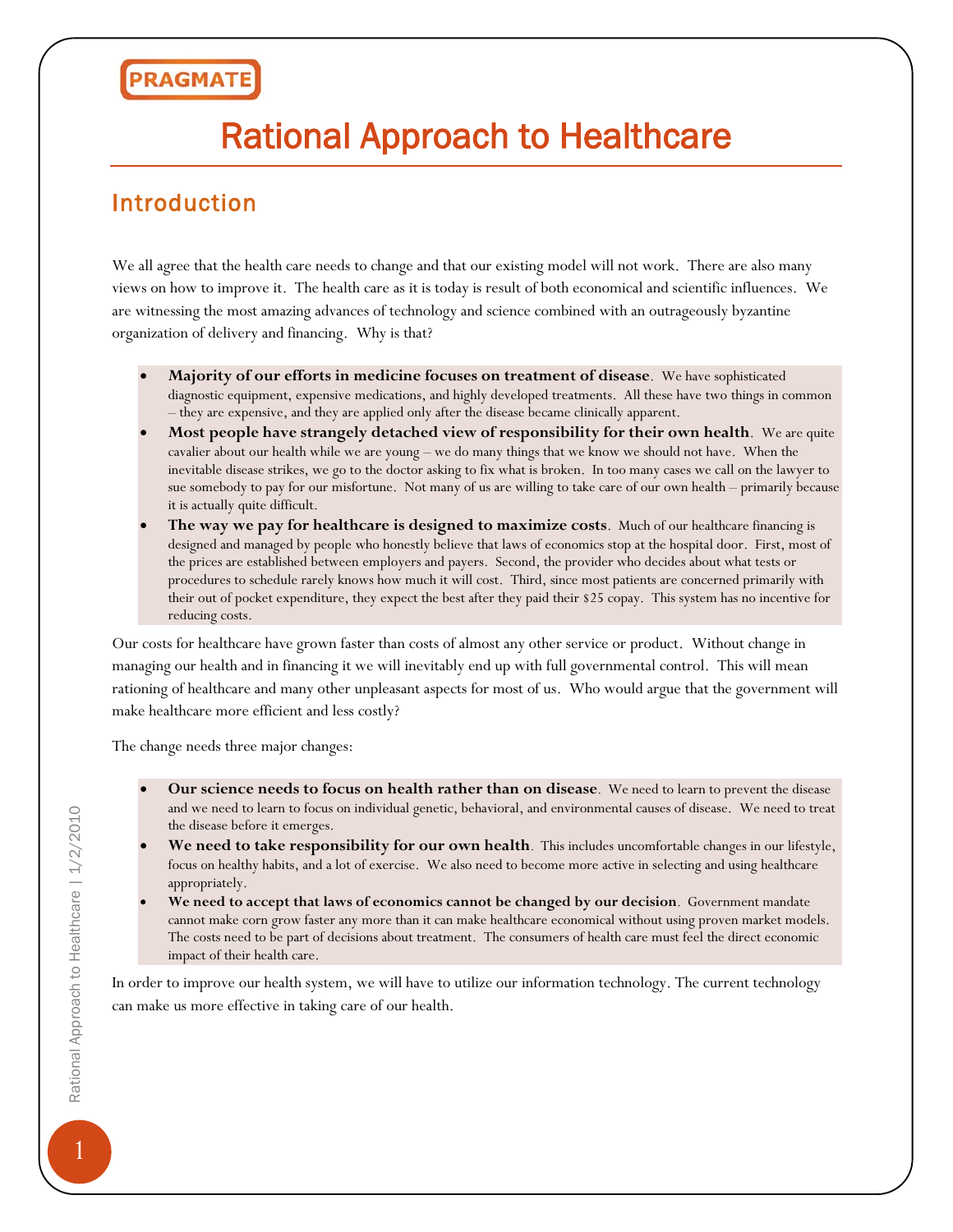PRAGMATE

# Rational Approach to Healthcare

## Introduction

We all agree that the health care needs to change and that our existing model will not work. There are also many views on how to improve it. The health care as it is today is result of both economical and scientific influences. We are witnessing the most amazing advances of technology and science combined with an outrageously byzantine organization of delivery and financing. Why is that?

- **Majority of our efforts in medicine focuses on treatment of disease**. We have sophisticated diagnostic equipment, expensive medications, and highly developed treatments. All these have two things in common – they are expensive, and they are applied only after the disease became clinically apparent.
- **Most people have strangely detached view of responsibility for their own health**. We are quite cavalier about our health while we are young – we do many things that we know we should not have. When the inevitable disease strikes, we go to the doctor asking to fix what is broken. In too many cases we call on the lawyer to sue somebody to pay for our misfortune. Not many of us are willing to take care of our own health – primarily because it is actually quite difficult.
- **The way we pay for healthcare is designed to maximize costs**. Much of our healthcare financing is designed and managed by people who honestly believe that laws of economics stop at the hospital door. First, most of the prices are established between employers and payers. Second, the provider who decides about what tests or procedures to schedule rarely knows how much it will cost. Third, since most patients are concerned primarily with their out of pocket expenditure, they expect the best after they paid their $25 copay. This system has no incentive for reducing costs.

Our costs for healthcare have grown faster than costs of almost any other service or product. Without change in managing our health and in financing it we will inevitably end up with full governmental control. This will mean rationing of healthcare and many other unpleasant aspects for most of us. Who would argue that the government will make healthcare more efficient and less costly?

The change needs three major changes:

- **Our science needs to focus on health rather than on disease**. We need to learn to prevent the disease and we need to learn to focus on individual genetic, behavioral, and environmental causes of disease. We need to treat the disease before it emerges.
- **We need to take responsibility for our own health**. This includes uncomfortable changes in our lifestyle, focus on healthy habits, and a lot of exercise. We also need to become more active in selecting and using healthcare appropriately.
- **We need to accept that laws of economics cannot be changed by our decision**. Government mandate cannot make corn grow faster any more than it can make healthcare economical without using proven market models. The costs need to be part of decisions about treatment. The consumers of health care must feel the direct economic impact of their health care.

In order to improve our health system, we will have to utilize our information technology. The current technology can make us more effective in taking care of our health.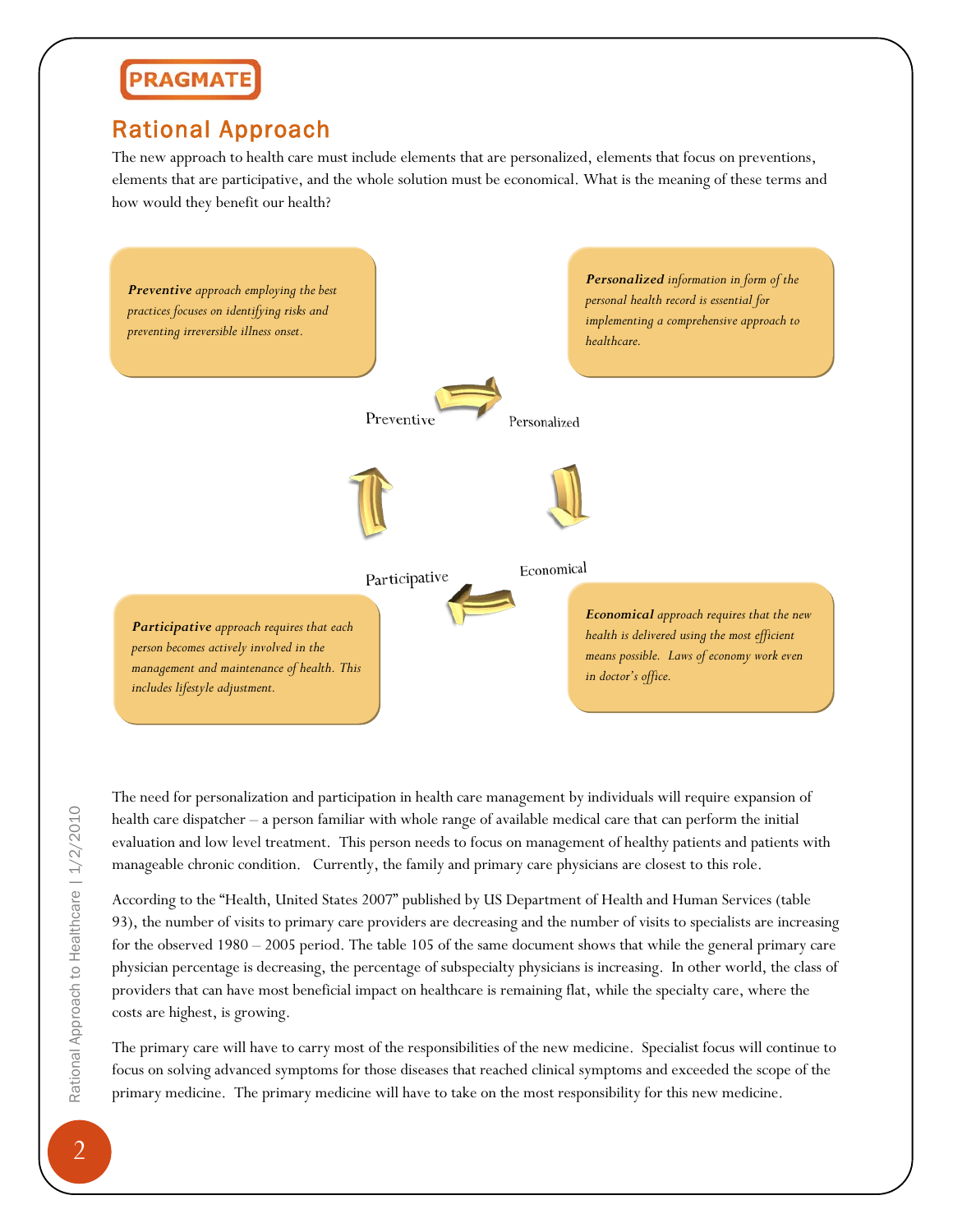## Rational Approach

The new approach to health care must include elements that are personalized, elements that focus on preventions, elements that are participative, and the whole solution must be economical. What is the meaning of these terms and how would they benefit our health?

*__Preventive__ approach employing the best practices focuses on identifying risks and preventing irreversible illness onset.*

*__Personalized__ information in form of the personal health record is essential for implementing a comprehensive approach to healthcare.*

Preventive → Personalized → Economical → Participative → Preventive

*__Participative__ approach requires that each person becomes actively involved in the management and maintenance of health. This includes lifestyle adjustment.*

*__Economical__ approach requires that the new health is delivered using the most efficient means possible. Laws of economy work even in doctor's office.*

The need for personalization and participation in health care management by individuals will require expansion of health care dispatcher – a person familiar with whole range of available medical care that can perform the initial evaluation and low level treatment. This person needs to focus on management of healthy patients and patients with manageable chronic condition. Currently, the family and primary care physicians are closest to this role.

According to the "Health, United States 2007" published by US Department of Health and Human Services (table 93), the number of visits to primary care providers are decreasing and the number of visits to specialists are increasing for the observed 1980 – 2005 period. The table 105 of the same document shows that while the general primary care physician percentage is decreasing, the percentage of subspecialty physicians is increasing. In other world, the class of providers that can have most beneficial impact on healthcare is remaining flat, while the specialty care, where the costs are highest, is growing.

The primary care will have to carry most of the responsibilities of the new medicine. Specialist focus will continue to focus on solving advanced symptoms for those diseases that reached clinical symptoms and exceeded the scope of the primary medicine. The primary medicine will have to take on the most responsibility for this new medicine.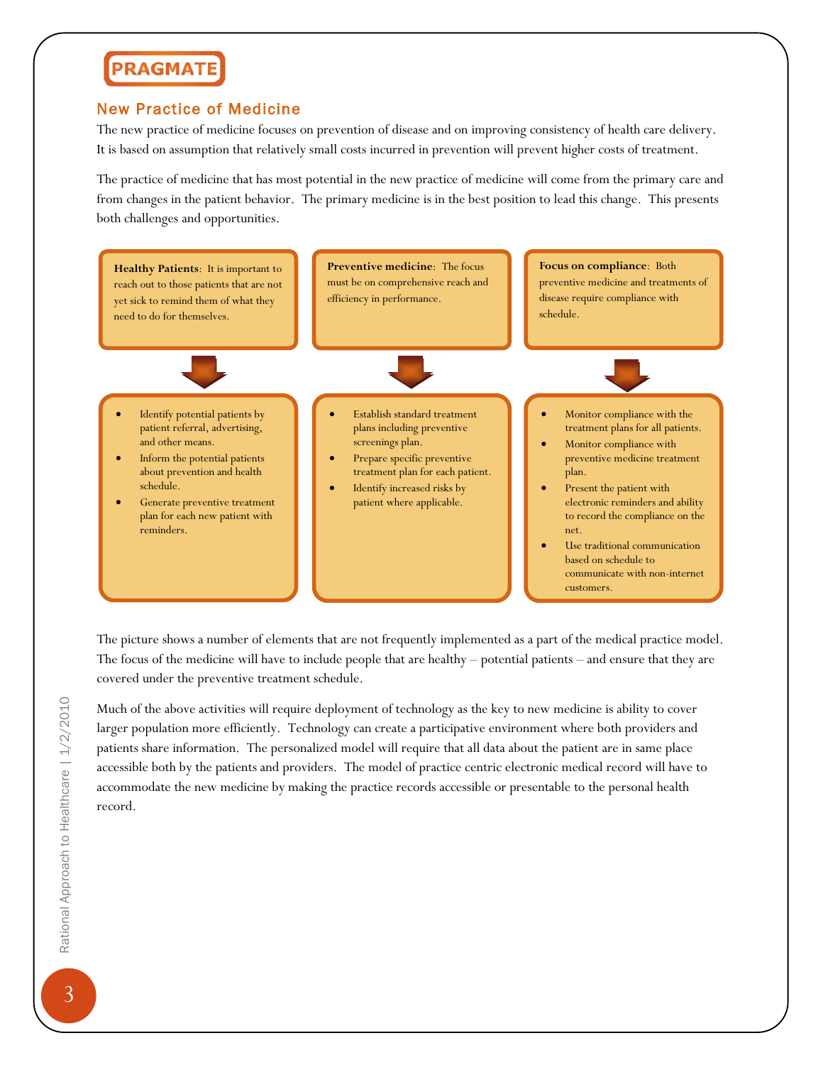## New Practice of Medicine

The new practice of medicine focuses on prevention of disease and on improving consistency of health care delivery. It is based on assumption that relatively small costs incurred in prevention will prevent higher costs of treatment.

The practice of medicine that has most potential in the new practice of medicine will come from the primary care and from changes in the patient behavior. The primary medicine is in the best position to lead this change. This presents both challenges and opportunities.

**Healthy Patients**: It is important to reach out to those patients that are not yet sick to remind them of what they need to do for themselves.

- Identify potential patients by patient referral, advertising, and other means.
- Inform the potential patients about prevention and health schedule.
- Generate preventive treatment plan for each new patient with reminders.

**Preventive medicine**: The focus must be on comprehensive reach and efficiency in performance.

- Establish standard treatment plans including preventive screenings plan.
- Prepare specific preventive treatment plan for each patient.
- Identify increased risks by patient where applicable.

**Focus on compliance**: Both preventive medicine and treatments of disease require compliance with schedule.

- Monitor compliance with the treatment plans for all patients.
- Monitor compliance with preventive medicine treatment plan.
- Present the patient with electronic reminders and ability to record the compliance on the net.
- Use traditional communication based on schedule to communicate with non-internet customers.

The picture shows a number of elements that are not frequently implemented as a part of the medical practice model. The focus of the medicine will have to include people that are healthy – potential patients – and ensure that they are covered under the preventive treatment schedule.

Much of the above activities will require deployment of technology as the key to new medicine is ability to cover larger population more efficiently. Technology can create a participative environment where both providers and patients share information. The personalized model will require that all data about the patient are in same place accessible both by the patients and providers. The model of practice centric electronic medical record will have to accommodate the new medicine by making the practice records accessible or presentable to the personal health record.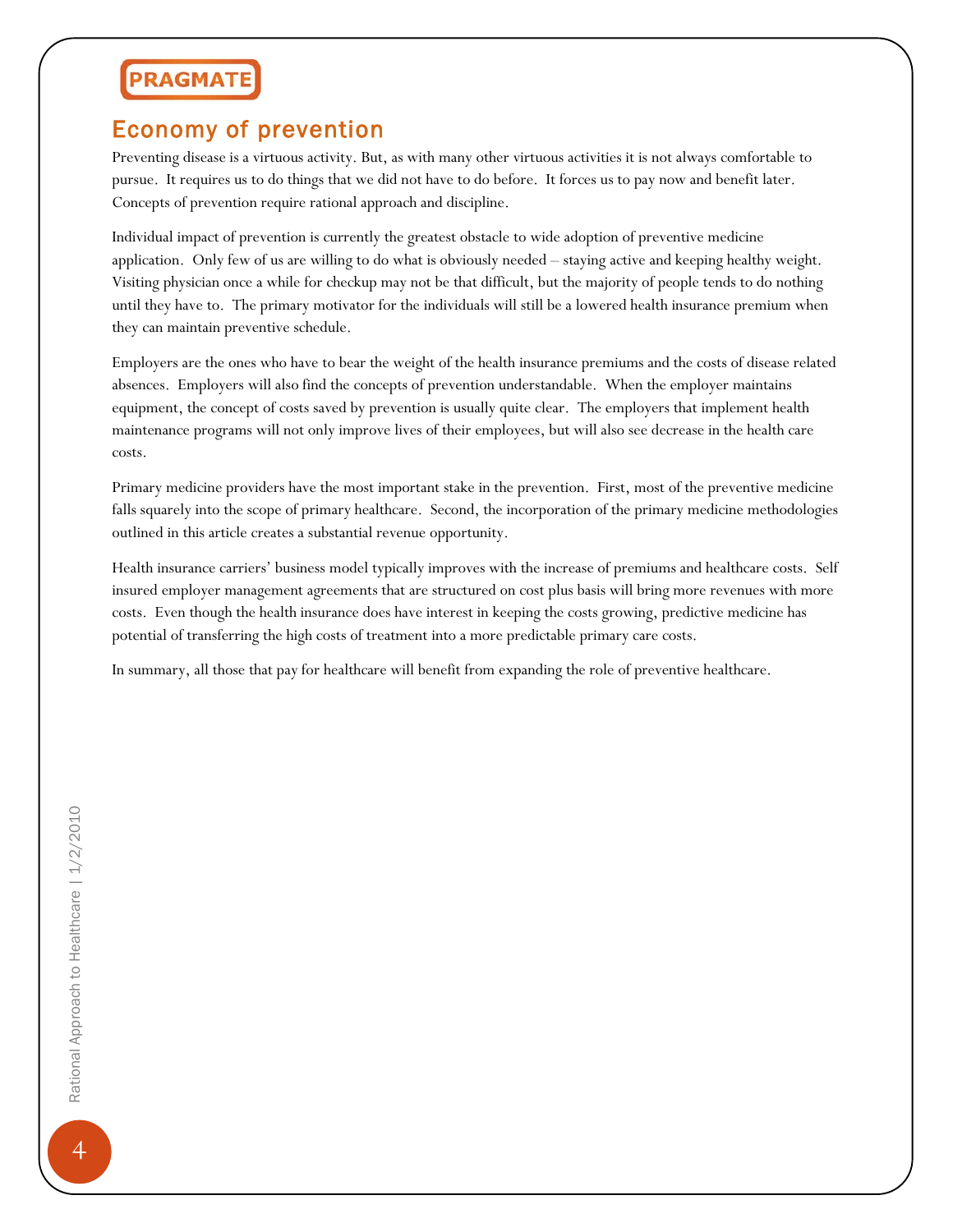## Economy of prevention

Preventing disease is a virtuous activity. But, as with many other virtuous activities it is not always comfortable to pursue. It requires us to do things that we did not have to do before. It forces us to pay now and benefit later. Concepts of prevention require rational approach and discipline.

Individual impact of prevention is currently the greatest obstacle to wide adoption of preventive medicine application. Only few of us are willing to do what is obviously needed – staying active and keeping healthy weight. Visiting physician once a while for checkup may not be that difficult, but the majority of people tends to do nothing until they have to. The primary motivator for the individuals will still be a lowered health insurance premium when they can maintain preventive schedule.

Employers are the ones who have to bear the weight of the health insurance premiums and the costs of disease related absences. Employers will also find the concepts of prevention understandable. When the employer maintains equipment, the concept of costs saved by prevention is usually quite clear. The employers that implement health maintenance programs will not only improve lives of their employees, but will also see decrease in the health care costs.

Primary medicine providers have the most important stake in the prevention. First, most of the preventive medicine falls squarely into the scope of primary healthcare. Second, the incorporation of the primary medicine methodologies outlined in this article creates a substantial revenue opportunity.

Health insurance carriers' business model typically improves with the increase of premiums and healthcare costs. Self insured employer management agreements that are structured on cost plus basis will bring more revenues with more costs. Even though the health insurance does have interest in keeping the costs growing, predictive medicine has potential of transferring the high costs of treatment into a more predictable primary care costs.

In summary, all those that pay for healthcare will benefit from expanding the role of preventive healthcare.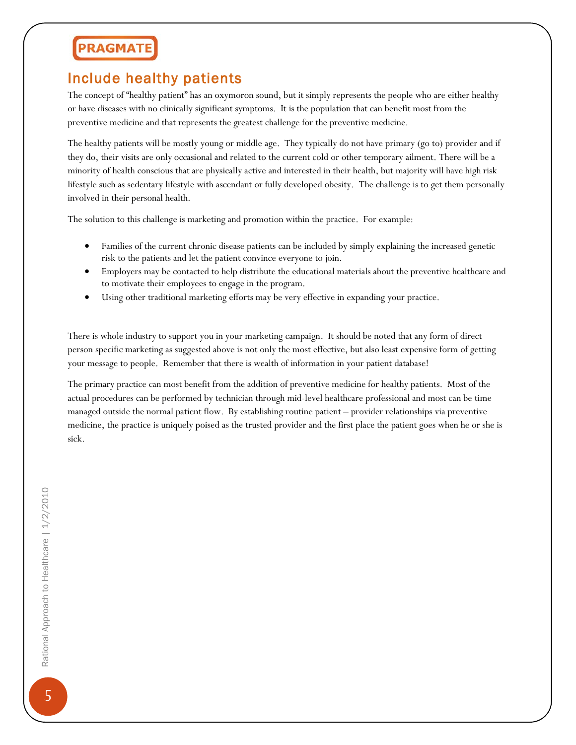## Include healthy patients

The concept of "healthy patient" has an oxymoron sound, but it simply represents the people who are either healthy or have diseases with no clinically significant symptoms. It is the population that can benefit most from the preventive medicine and that represents the greatest challenge for the preventive medicine.

The healthy patients will be mostly young or middle age. They typically do not have primary (go to) provider and if they do, their visits are only occasional and related to the current cold or other temporary ailment. There will be a minority of health conscious that are physically active and interested in their health, but majority will have high risk lifestyle such as sedentary lifestyle with ascendant or fully developed obesity. The challenge is to get them personally involved in their personal health.

The solution to this challenge is marketing and promotion within the practice. For example:

- Families of the current chronic disease patients can be included by simply explaining the increased genetic risk to the patients and let the patient convince everyone to join.
- Employers may be contacted to help distribute the educational materials about the preventive healthcare and to motivate their employees to engage in the program.
- Using other traditional marketing efforts may be very effective in expanding your practice.

There is whole industry to support you in your marketing campaign. It should be noted that any form of direct person specific marketing as suggested above is not only the most effective, but also least expensive form of getting your message to people. Remember that there is wealth of information in your patient database!

The primary practice can most benefit from the addition of preventive medicine for healthy patients. Most of the actual procedures can be performed by technician through mid-level healthcare professional and most can be time managed outside the normal patient flow. By establishing routine patient – provider relationships via preventive medicine, the practice is uniquely poised as the trusted provider and the first place the patient goes when he or she is sick.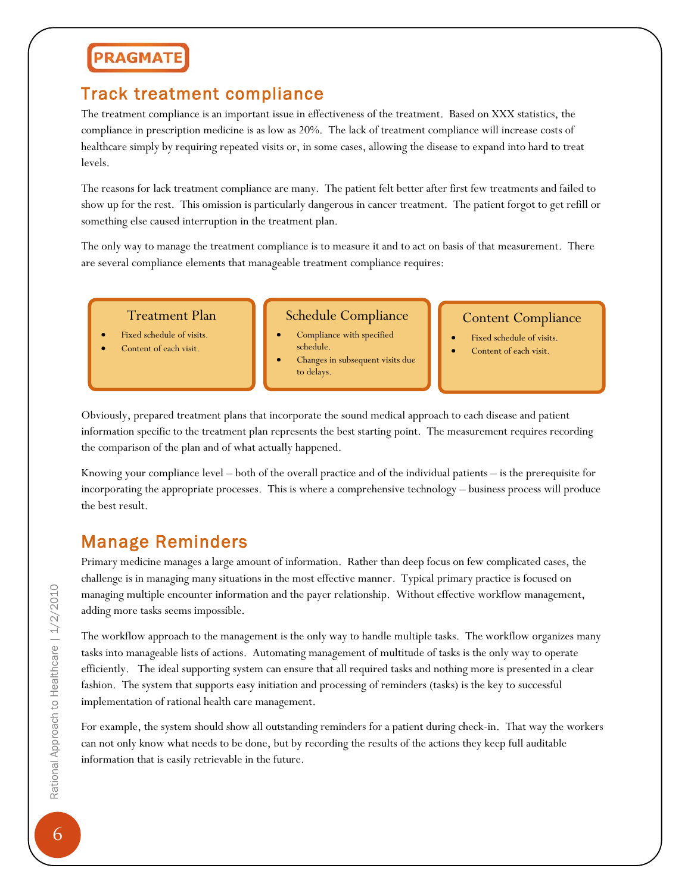PRAGMATE

## Track treatment compliance

The treatment compliance is an important issue in effectiveness of the treatment. Based on XXX statistics, the compliance in prescription medicine is as low as 20%. The lack of treatment compliance will increase costs of healthcare simply by requiring repeated visits or, in some cases, allowing the disease to expand into hard to treat levels.

The reasons for lack treatment compliance are many. The patient felt better after first few treatments and failed to show up for the rest. This omission is particularly dangerous in cancer treatment. The patient forgot to get refill or something else caused interruption in the treatment plan.

The only way to manage the treatment compliance is to measure it and to act on basis of that measurement. There are several compliance elements that manageable treatment compliance requires:

**Treatment Plan**

- Fixed schedule of visits.
- Content of each visit.

**Schedule Compliance**

- Compliance with specified schedule.
- Changes in subsequent visits due to delays.

**Content Compliance**

- Fixed schedule of visits.
- Content of each visit.

Obviously, prepared treatment plans that incorporate the sound medical approach to each disease and patient information specific to the treatment plan represents the best starting point. The measurement requires recording the comparison of the plan and of what actually happened.

Knowing your compliance level – both of the overall practice and of the individual patients – is the prerequisite for incorporating the appropriate processes. This is where a comprehensive technology – business process will produce the best result.

## Manage Reminders

Primary medicine manages a large amount of information. Rather than deep focus on few complicated cases, the challenge is in managing many situations in the most effective manner. Typical primary practice is focused on managing multiple encounter information and the payer relationship. Without effective workflow management, adding more tasks seems impossible.

The workflow approach to the management is the only way to handle multiple tasks. The workflow organizes many tasks into manageable lists of actions. Automating management of multitude of tasks is the only way to operate efficiently. The ideal supporting system can ensure that all required tasks and nothing more is presented in a clear fashion. The system that supports easy initiation and processing of reminders (tasks) is the key to successful implementation of rational health care management.

For example, the system should show all outstanding reminders for a patient during check-in. That way the workers can not only know what needs to be done, but by recording the results of the actions they keep full auditable information that is easily retrievable in the future.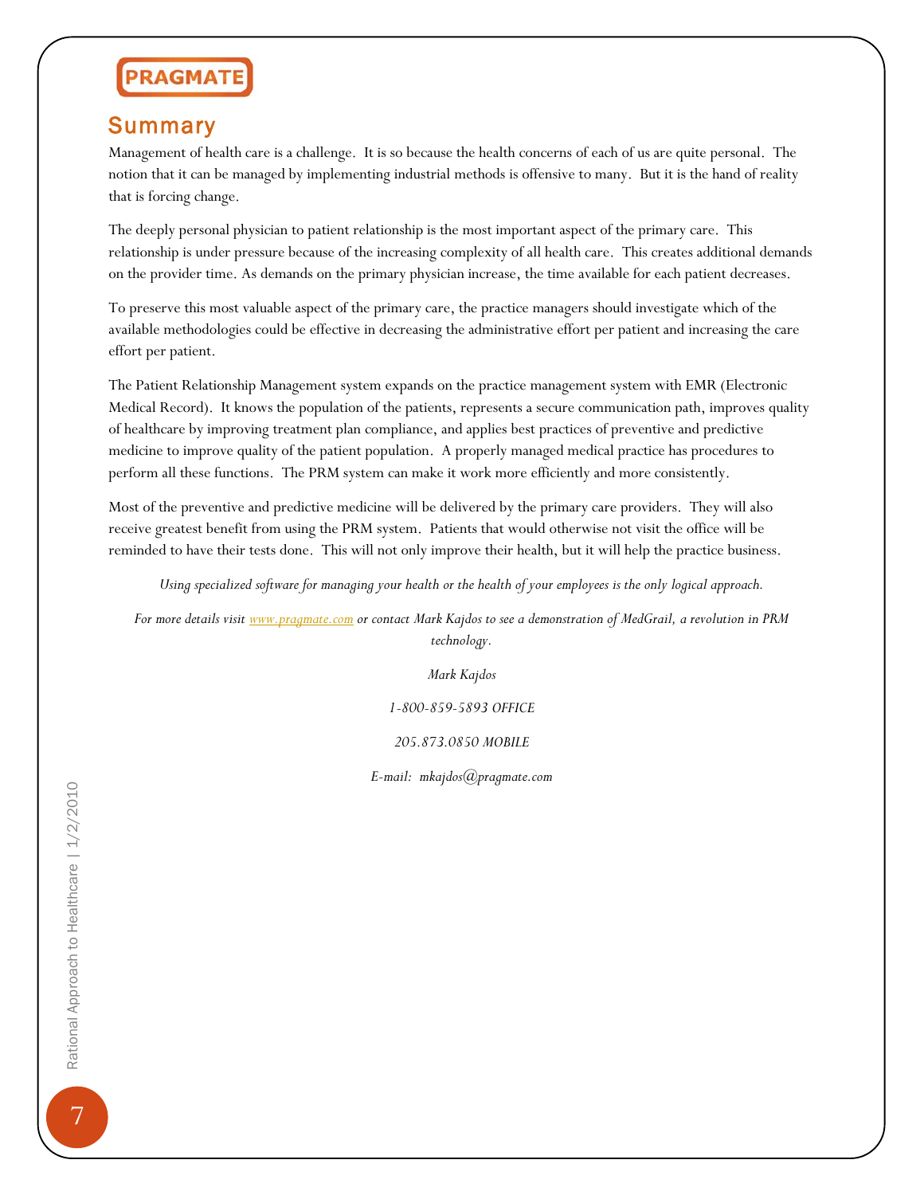## Summary

Management of health care is a challenge. It is so because the health concerns of each of us are quite personal. The notion that it can be managed by implementing industrial methods is offensive to many. But it is the hand of reality that is forcing change.

The deeply personal physician to patient relationship is the most important aspect of the primary care. This relationship is under pressure because of the increasing complexity of all health care. This creates additional demands on the provider time. As demands on the primary physician increase, the time available for each patient decreases.

To preserve this most valuable aspect of the primary care, the practice managers should investigate which of the available methodologies could be effective in decreasing the administrative effort per patient and increasing the care effort per patient.

The Patient Relationship Management system expands on the practice management system with EMR (Electronic Medical Record). It knows the population of the patients, represents a secure communication path, improves quality of healthcare by improving treatment plan compliance, and applies best practices of preventive and predictive medicine to improve quality of the patient population. A properly managed medical practice has procedures to perform all these functions. The PRM system can make it work more efficiently and more consistently.

Most of the preventive and predictive medicine will be delivered by the primary care providers. They will also receive greatest benefit from using the PRM system. Patients that would otherwise not visit the office will be reminded to have their tests done. This will not only improve their health, but it will help the practice business.

*Using specialized software for managing your health or the health of your employees is the only logical approach.*

*For more details visit [www.pragmate.com](http://www.pragmate.com) or contact Mark Kajdos to see a demonstration of MedGrail, a revolution in PRM technology.*

*Mark Kajdos*

*1-800-859-5893 OFFICE*

*205.873.0850 MOBILE*

*E-mail: mkajdos@pragmate.com*